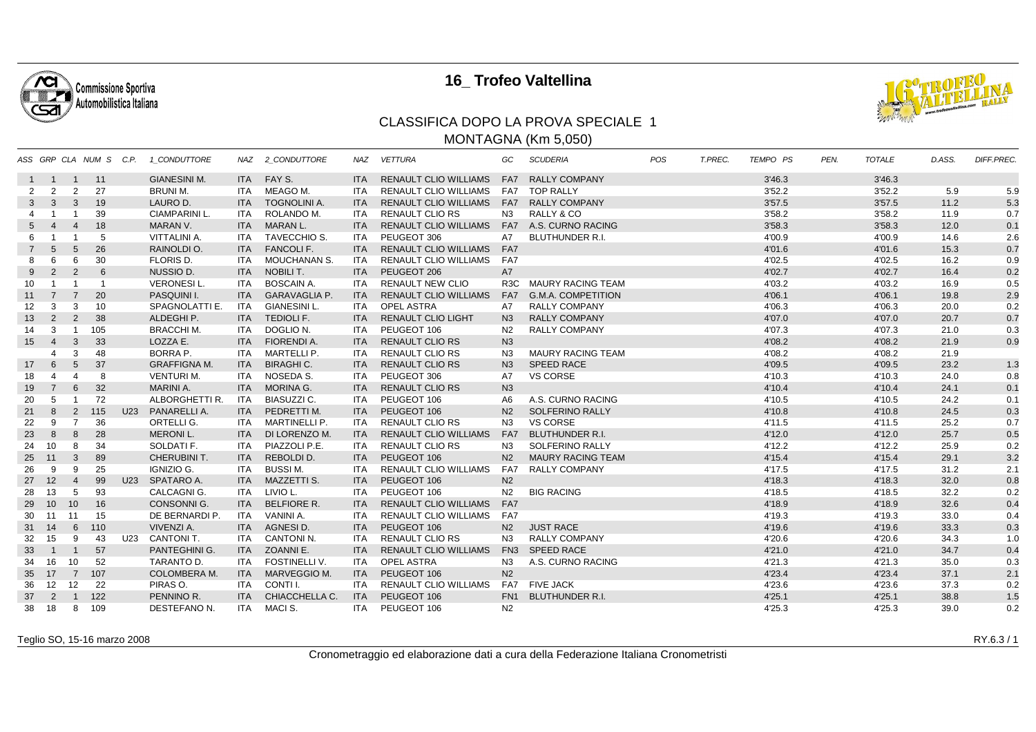# 16_ Trofeo Valtellina

## CLASSIFICA DOPO LA PROVA SPECIALE 1

### MONTAGNA (Km 5,050)

| ASS | GRP | CLA | NUM S | C.P. | 1_CONDUTTORE | NAZ | 2_CONDUTTORE | NAZ | VETTURA | GC | SCUDERIA | POS | T.PREC. | TEMPO PS | PEN. | TOTALE | D.ASS. | DIFF.PREC. |
|---|---|---|---|---|---|---|---|---|---|---|---|---|---|---|---|---|---|---|
| 1 | 1 | 1 | 11 | | GIANESINI M. | ITA | FAY S. | ITA | RENAULT CLIO WILLIAMS | FA7 | RALLY COMPANY | | | 3'46.3 | | 3'46.3 | | |
| 2 | 2 | 2 | 27 | | BRUNI M. | ITA | MEAGO M. | ITA | RENAULT CLIO WILLIAMS | FA7 | TOP RALLY | | | 3'52.2 | | 3'52.2 | 5.9 | 5.9 |
| 3 | 3 | 3 | 19 | | LAURO D. | ITA | TOGNOLINI A. | ITA | RENAULT CLIO WILLIAMS | FA7 | RALLY COMPANY | | | 3'57.5 | | 3'57.5 | 11.2 | 5.3 |
| 4 | 1 | 1 | 39 | | CIAMPARINI L. | ITA | ROLANDO M. | ITA | RENAULT CLIO RS | N3 | RALLY & CO | | | 3'58.2 | | 3'58.2 | 11.9 | 0.7 |
| 5 | 4 | 4 | 18 | | MARAN V. | ITA | MARAN L. | ITA | RENAULT CLIO WILLIAMS | FA7 | A.S. CURNO RACING | | | 3'58.3 | | 3'58.3 | 12.0 | 0.1 |
| 6 | 1 | 1 | 5 | | VITTALINI A. | ITA | TAVECCHIO S. | ITA | PEUGEOT 306 | A7 | BLUTHUNDER R.I. | | | 4'00.9 | | 4'00.9 | 14.6 | 2.6 |
| 7 | 5 | 5 | 26 | | RAINOLDI O. | ITA | FANCOLI F. | ITA | RENAULT CLIO WILLIAMS | FA7 | | | | 4'01.6 | | 4'01.6 | 15.3 | 0.7 |
| 8 | 6 | 6 | 30 | | FLORIS D. | ITA | MOUCHANAN S. | ITA | RENAULT CLIO WILLIAMS | FA7 | | | | 4'02.5 | | 4'02.5 | 16.2 | 0.9 |
| 9 | 2 | 2 | 6 | | NUSSIO D. | ITA | NOBILI T. | ITA | PEUGEOT 206 | A7 | | | | 4'02.7 | | 4'02.7 | 16.4 | 0.2 |
| 10 | 1 | 1 | 1 | | VERONESI L. | ITA | BOSCAIN A. | ITA | RENAULT NEW CLIO | R3C | MAURY RACING TEAM | | | 4'03.2 | | 4'03.2 | 16.9 | 0.5 |
| 11 | 7 | 7 | 20 | | PASQUINI I. | ITA | GARAVAGLIA P. | ITA | RENAULT CLIO WILLIAMS | FA7 | G.M.A. COMPETITION | | | 4'06.1 | | 4'06.1 | 19.8 | 2.9 |
| 12 | 3 | 3 | 10 | | SPAGNOLATTI E. | ITA | GIANESINI L. | ITA | OPEL ASTRA | A7 | RALLY COMPANY | | | 4'06.3 | | 4'06.3 | 20.0 | 0.2 |
| 13 | 2 | 2 | 38 | | ALDEGHI P. | ITA | TEDIOLI F. | ITA | RENAULT CLIO LIGHT | N3 | RALLY COMPANY | | | 4'07.0 | | 4'07.0 | 20.7 | 0.7 |
| 14 | 3 | 1 | 105 | | BRACCHI M. | ITA | DOGLIO N. | ITA | PEUGEOT 106 | N2 | RALLY COMPANY | | | 4'07.3 | | 4'07.3 | 21.0 | 0.3 |
| 15 | 4 | 3 | 33 | | LOZZA E. | ITA | FIORENDI A. | ITA | RENAULT CLIO RS | N3 | | | | 4'08.2 | | 4'08.2 | 21.9 | 0.9 |
| | 4 | 3 | 48 | | BORRA P. | ITA | MARTELLI P. | ITA | RENAULT CLIO RS | N3 | MAURY RACING TEAM | | | 4'08.2 | | 4'08.2 | 21.9 | |
| 17 | 6 | 5 | 37 | | GRAFFIGNA M. | ITA | BIRAGHI C. | ITA | RENAULT CLIO RS | N3 | SPEED RACE | | | 4'09.5 | | 4'09.5 | 23.2 | 1.3 |
| 18 | 4 | 4 | 8 | | VENTURI M. | ITA | NOSEDA S. | ITA | PEUGEOT 306 | A7 | VS CORSE | | | 4'10.3 | | 4'10.3 | 24.0 | 0.8 |
| 19 | 7 | 6 | 32 | | MARINI A. | ITA | MORINA G. | ITA | RENAULT CLIO RS | N3 | | | | 4'10.4 | | 4'10.4 | 24.1 | 0.1 |
| 20 | 5 | 1 | 72 | | ALBORGHETTI R. | ITA | BIASUZZI C. | ITA | PEUGEOT 106 | A6 | A.S. CURNO RACING | | | 4'10.5 | | 4'10.5 | 24.2 | 0.1 |
| 21 | 8 | 2 | 115 | U23 | PANARELLI A. | ITA | PEDRETTI M. | ITA | PEUGEOT 106 | N2 | SOLFERINO RALLY | | | 4'10.8 | | 4'10.8 | 24.5 | 0.3 |
| 22 | 9 | 7 | 36 | | ORTELLI G. | ITA | MARTINELLI P. | ITA | RENAULT CLIO RS | N3 | VS CORSE | | | 4'11.5 | | 4'11.5 | 25.2 | 0.7 |
| 23 | 8 | 8 | 28 | | MERONI L. | ITA | DI LORENZO M. | ITA | RENAULT CLIO WILLIAMS | FA7 | BLUTHUNDER R.I. | | | 4'12.0 | | 4'12.0 | 25.7 | 0.5 |
| 24 | 10 | 8 | 34 | | SOLDATI F. | ITA | PIAZZOLI P.E. | ITA | RENAULT CLIO RS | N3 | SOLFERINO RALLY | | | 4'12.2 | | 4'12.2 | 25.9 | 0.2 |
| 25 | 11 | 3 | 89 | | CHERUBINI T. | ITA | REBOLDI D. | ITA | PEUGEOT 106 | N2 | MAURY RACING TEAM | | | 4'15.4 | | 4'15.4 | 29.1 | 3.2 |
| 26 | 9 | 9 | 25 | | IGNIZIO G. | ITA | BUSSI M. | ITA | RENAULT CLIO WILLIAMS | FA7 | RALLY COMPANY | | | 4'17.5 | | 4'17.5 | 31.2 | 2.1 |
| 27 | 12 | 4 | 99 | U23 | SPATARO A. | ITA | MAZZETTI S. | ITA | PEUGEOT 106 | N2 | | | | 4'18.3 | | 4'18.3 | 32.0 | 0.8 |
| 28 | 13 | 5 | 93 | | CALCAGNI G. | ITA | LIVIO L. | ITA | PEUGEOT 106 | N2 | BIG RACING | | | 4'18.5 | | 4'18.5 | 32.2 | 0.2 |
| 29 | 10 | 10 | 16 | | CONSONNI G. | ITA | BELFIORE R. | ITA | RENAULT CLIO WILLIAMS | FA7 | | | | 4'18.9 | | 4'18.9 | 32.6 | 0.4 |
| 30 | 11 | 11 | 15 | | DE BERNARDI P. | ITA | VANINI A. | ITA | RENAULT CLIO WILLIAMS | FA7 | | | | 4'19.3 | | 4'19.3 | 33.0 | 0.4 |
| 31 | 14 | 6 | 110 | | VIVENZI A. | ITA | AGNESI D. | ITA | PEUGEOT 106 | N2 | JUST RACE | | | 4'19.6 | | 4'19.6 | 33.3 | 0.3 |
| 32 | 15 | 9 | 43 | U23 | CANTONI T. | ITA | CANTONI N. | ITA | RENAULT CLIO RS | N3 | RALLY COMPANY | | | 4'20.6 | | 4'20.6 | 34.3 | 1.0 |
| 33 | 1 | 1 | 57 | | PANTEGHINI G. | ITA | ZOANNI E. | ITA | RENAULT CLIO WILLIAMS | FN3 | SPEED RACE | | | 4'21.0 | | 4'21.0 | 34.7 | 0.4 |
| 34 | 16 | 10 | 52 | | TARANTO D. | ITA | FOSTINELLI V. | ITA | OPEL ASTRA | N3 | A.S. CURNO RACING | | | 4'21.3 | | 4'21.3 | 35.0 | 0.3 |
| 35 | 17 | 7 | 107 | | COLOMBERA M. | ITA | MARVEGGIO M. | ITA | PEUGEOT 106 | N2 | | | | 4'23.4 | | 4'23.4 | 37.1 | 2.1 |
| 36 | 12 | 12 | 22 | | PIRAS O. | ITA | CONTI I. | ITA | RENAULT CLIO WILLIAMS | FA7 | FIVE JACK | | | 4'23.6 | | 4'23.6 | 37.3 | 0.2 |
| 37 | 2 | 1 | 122 | | PENNINO R. | ITA | CHIACCHELLA C. | ITA | PEUGEOT 106 | FN1 | BLUTHUNDER R.I. | | | 4'25.1 | | 4'25.1 | 38.8 | 1.5 |
| 38 | 18 | 8 | 109 | | DESTEFANO N. | ITA | MACI S. | ITA | PEUGEOT 106 | N2 | | | | 4'25.3 | | 4'25.3 | 39.0 | 0.2 |

Teglio SO, 15-16 marzo 2008

RY.6.3 / 1

Cronometraggio ed elaborazione dati a cura della Federazione Italiana Cronometristi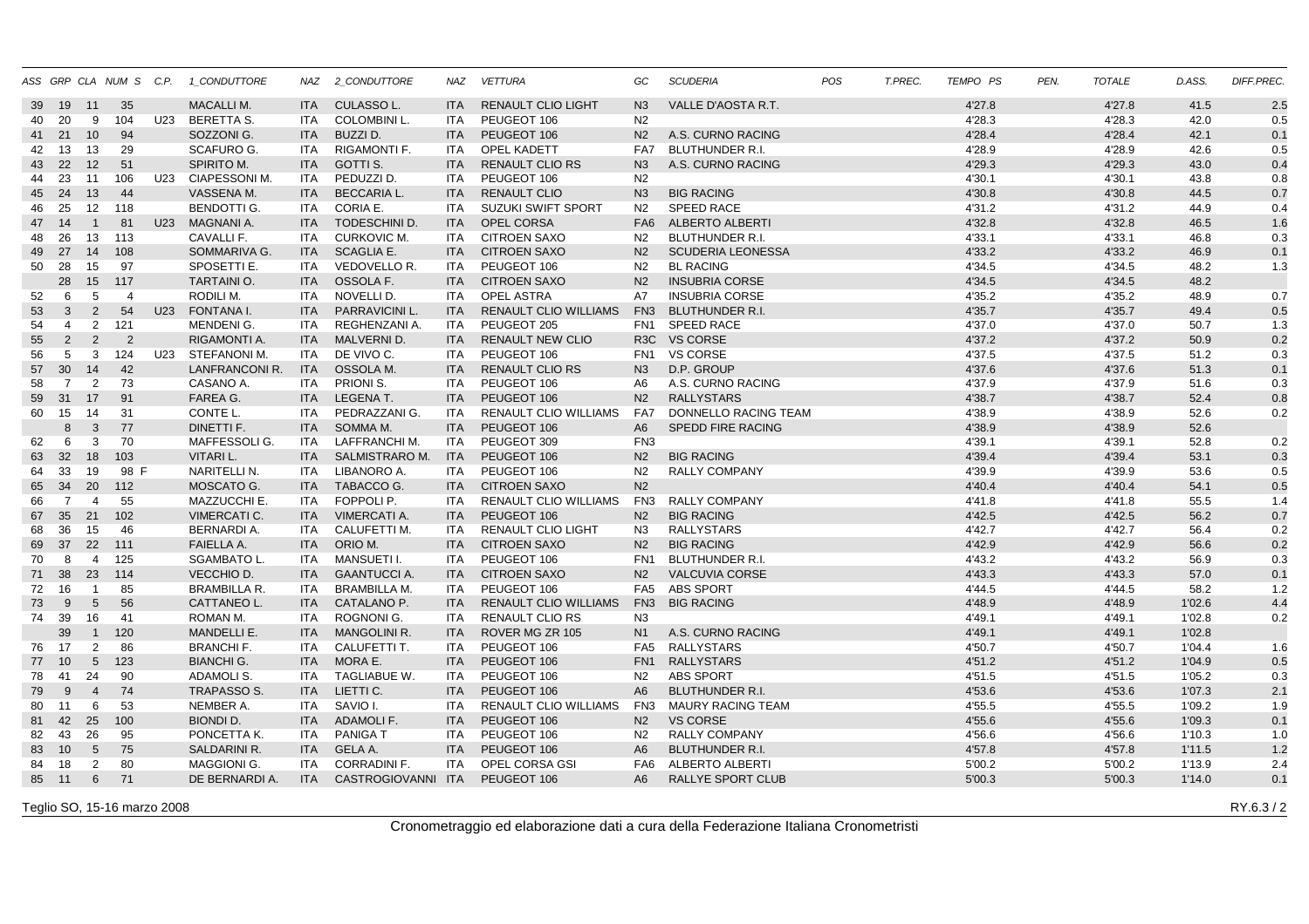| ASS | GRP | CLA | NUM S | C.P. | 1_CONDUTTORE | NAZ | 2_CONDUTTORE | NAZ | VETTURA | GC | SCUDERIA | POS | T.PREC. | TEMPO PS | PEN. | TOTALE | D.ASS. | DIFF.PREC. |
|---|---|---|---|---|---|---|---|---|---|---|---|---|---|---|---|---|---|---|
| 39 | 19 | 11 | 35 | | MACALLI M. | ITA | CULASSO L. | ITA | RENAULT CLIO LIGHT | N3 | VALLE D'AOSTA R.T. | | | 4'27.8 | | 4'27.8 | 41.5 | 2.5 |
| 40 | 20 | 9 | 104 | U23 | BERETTA S. | ITA | COLOMBINI L. | ITA | PEUGEOT 106 | N2 | | | | 4'28.3 | | 4'28.3 | 42.0 | 0.5 |
| 41 | 21 | 10 | 94 | | SOZZONI G. | ITA | BUZZI D. | ITA | PEUGEOT 106 | N2 | A.S. CURNO RACING | | | 4'28.4 | | 4'28.4 | 42.1 | 0.1 |
| 42 | 13 | 13 | 29 | | SCAFURO G. | ITA | RIGAMONTI F. | ITA | OPEL KADETT | FA7 | BLUTHUNDER R.I. | | | 4'28.9 | | 4'28.9 | 42.6 | 0.5 |
| 43 | 22 | 12 | 51 | | SPIRITO M. | ITA | GOTTI S. | ITA | RENAULT CLIO RS | N3 | A.S. CURNO RACING | | | 4'29.3 | | 4'29.3 | 43.0 | 0.4 |
| 44 | 23 | 11 | 106 | U23 | CIAPESSONI M. | ITA | PEDUZZI D. | ITA | PEUGEOT 106 | N2 | | | | 4'30.1 | | 4'30.1 | 43.8 | 0.8 |
| 45 | 24 | 13 | 44 | | VASSENA M. | ITA | BECCARIA L. | ITA | RENAULT CLIO | N3 | BIG RACING | | | 4'30.8 | | 4'30.8 | 44.5 | 0.7 |
| 46 | 25 | 12 | 118 | | BENDOTTI G. | ITA | CORIA E. | ITA | SUZUKI SWIFT SPORT | N2 | SPEED RACE | | | 4'31.2 | | 4'31.2 | 44.9 | 0.4 |
| 47 | 14 | 1 | 81 | U23 | MAGNANI A. | ITA | TODESCHINI D. | ITA | OPEL CORSA | FA6 | ALBERTO ALBERTI | | | 4'32.8 | | 4'32.8 | 46.5 | 1.6 |
| 48 | 26 | 13 | 113 | | CAVALLI F. | ITA | CURKOVIC M. | ITA | CITROEN SAXO | N2 | BLUTHUNDER R.I. | | | 4'33.1 | | 4'33.1 | 46.8 | 0.3 |
| 49 | 27 | 14 | 108 | | SOMMARIVA G. | ITA | SCAGLIA E. | ITA | CITROEN SAXO | N2 | SCUDERIA LEONESSA | | | 4'33.2 | | 4'33.2 | 46.9 | 0.1 |
| 50 | 28 | 15 | 97 | | SPOSETTI E. | ITA | VEDOVELLO R. | ITA | PEUGEOT 106 | N2 | BL RACING | | | 4'34.5 | | 4'34.5 | 48.2 | 1.3 |
| | 28 | 15 | 117 | | TARTAINI O. | ITA | OSSOLA F. | ITA | CITROEN SAXO | N2 | INSUBRIA CORSE | | | 4'34.5 | | 4'34.5 | 48.2 | |
| 52 | 6 | 5 | 4 | | RODILI M. | ITA | NOVELLI D. | ITA | OPEL ASTRA | A7 | INSUBRIA CORSE | | | 4'35.2 | | 4'35.2 | 48.9 | 0.7 |
| 53 | 3 | 2 | 54 | U23 | FONTANA I. | ITA | PARRAVICINI L. | ITA | RENAULT CLIO WILLIAMS | FN3 | BLUTHUNDER R.I. | | | 4'35.7 | | 4'35.7 | 49.4 | 0.5 |
| 54 | 4 | 2 | 121 | | MENDENI G. | ITA | REGHENZANI A. | ITA | PEUGEOT 205 | FN1 | SPEED RACE | | | 4'37.0 | | 4'37.0 | 50.7 | 1.3 |
| 55 | 2 | 2 | 2 | | RIGAMONTI A. | ITA | MALVERNI D. | ITA | RENAULT NEW CLIO | R3C | VS CORSE | | | 4'37.2 | | 4'37.2 | 50.9 | 0.2 |
| 56 | 5 | 3 | 124 | U23 | STEFANONI M. | ITA | DE VIVO C. | ITA | PEUGEOT 106 | FN1 | VS CORSE | | | 4'37.5 | | 4'37.5 | 51.2 | 0.3 |
| 57 | 30 | 14 | 42 | | LANFRANCONI R. | ITA | OSSOLA M. | ITA | RENAULT CLIO RS | N3 | D.P. GROUP | | | 4'37.6 | | 4'37.6 | 51.3 | 0.1 |
| 58 | 7 | 2 | 73 | | CASANO A. | ITA | PRIONI S. | ITA | PEUGEOT 106 | A6 | A.S. CURNO RACING | | | 4'37.9 | | 4'37.9 | 51.6 | 0.3 |
| 59 | 31 | 17 | 91 | | FAREA G. | ITA | LEGENA T. | ITA | PEUGEOT 106 | N2 | RALLYSTARS | | | 4'38.7 | | 4'38.7 | 52.4 | 0.8 |
| 60 | 15 | 14 | 31 | | CONTE L. | ITA | PEDRAZZANI G. | ITA | RENAULT CLIO WILLIAMS | FA7 | DONNELLO RACING TEAM | | | 4'38.9 | | 4'38.9 | 52.6 | 0.2 |
| | 8 | 3 | 77 | | DINETTI F. | ITA | SOMMA M. | ITA | PEUGEOT 106 | A6 | SPEDD FIRE RACING | | | 4'38.9 | | 4'38.9 | 52.6 | |
| 62 | 6 | 3 | 70 | | MAFFESSOLI G. | ITA | LAFFRANCHI M. | ITA | PEUGEOT 309 | FN3 | | | | 4'39.1 | | 4'39.1 | 52.8 | 0.2 |
| 63 | 32 | 18 | 103 | | VITARI L. | ITA | SALMISTRARO M. | ITA | PEUGEOT 106 | N2 | BIG RACING | | | 4'39.4 | | 4'39.4 | 53.1 | 0.3 |
| 64 | 33 | 19 | 98 F | | NARITELLI N. | ITA | LIBANORO A. | ITA | PEUGEOT 106 | N2 | RALLY COMPANY | | | 4'39.9 | | 4'39.9 | 53.6 | 0.5 |
| 65 | 34 | 20 | 112 | | MOSCATO G. | ITA | TABACCO G. | ITA | CITROEN SAXO | N2 | | | | 4'40.4 | | 4'40.4 | 54.1 | 0.5 |
| 66 | 7 | 4 | 55 | | MAZZUCCHI E. | ITA | FOPPOLI P. | ITA | RENAULT CLIO WILLIAMS | FN3 | RALLY COMPANY | | | 4'41.8 | | 4'41.8 | 55.5 | 1.4 |
| 67 | 35 | 21 | 102 | | VIMERCATI C. | ITA | VIMERCATI A. | ITA | PEUGEOT 106 | N2 | BIG RACING | | | 4'42.5 | | 4'42.5 | 56.2 | 0.7 |
| 68 | 36 | 15 | 46 | | BERNARDI A. | ITA | CALUFETTI M. | ITA | RENAULT CLIO LIGHT | N3 | RALLYSTARS | | | 4'42.7 | | 4'42.7 | 56.4 | 0.2 |
| 69 | 37 | 22 | 111 | | FAIELLA A. | ITA | ORIO M. | ITA | CITROEN SAXO | N2 | BIG RACING | | | 4'42.9 | | 4'42.9 | 56.6 | 0.2 |
| 70 | 8 | 4 | 125 | | SGAMBATO L. | ITA | MANSUETI I. | ITA | PEUGEOT 106 | FN1 | BLUTHUNDER R.I. | | | 4'43.2 | | 4'43.2 | 56.9 | 0.3 |
| 71 | 38 | 23 | 114 | | VECCHIO D. | ITA | GAANTUCCI A. | ITA | CITROEN SAXO | N2 | VALCUVIA CORSE | | | 4'43.3 | | 4'43.3 | 57.0 | 0.1 |
| 72 | 16 | 1 | 85 | | BRAMBILLA R. | ITA | BRAMBILLA M. | ITA | PEUGEOT 106 | FA5 | ABS SPORT | | | 4'44.5 | | 4'44.5 | 58.2 | 1.2 |
| 73 | 9 | 5 | 56 | | CATTANEO L. | ITA | CATALANO P. | ITA | RENAULT CLIO WILLIAMS | FN3 | BIG RACING | | | 4'48.9 | | 4'48.9 | 1'02.6 | 4.4 |
| 74 | 39 | 16 | 41 | | ROMAN M. | ITA | ROGNONI G. | ITA | RENAULT CLIO RS | N3 | | | | 4'49.1 | | 4'49.1 | 1'02.8 | 0.2 |
| | 39 | 1 | 120 | | MANDELLI E. | ITA | MANGOLINI R. | ITA | ROVER MG ZR 105 | N1 | A.S. CURNO RACING | | | 4'49.1 | | 4'49.1 | 1'02.8 | |
| 76 | 17 | 2 | 86 | | BRANCHI F. | ITA | CALUFETTI T. | ITA | PEUGEOT 106 | FA5 | RALLYSTARS | | | 4'50.7 | | 4'50.7 | 1'04.4 | 1.6 |
| 77 | 10 | 5 | 123 | | BIANCHI G. | ITA | MORA E. | ITA | PEUGEOT 106 | FN1 | RALLYSTARS | | | 4'51.2 | | 4'51.2 | 1'04.9 | 0.5 |
| 78 | 41 | 24 | 90 | | ADAMOLI S. | ITA | TAGLIABUE W. | ITA | PEUGEOT 106 | N2 | ABS SPORT | | | 4'51.5 | | 4'51.5 | 1'05.2 | 0.3 |
| 79 | 9 | 4 | 74 | | TRAPASSO S. | ITA | LIETTI C. | ITA | PEUGEOT 106 | A6 | BLUTHUNDER R.I. | | | 4'53.6 | | 4'53.6 | 1'07.3 | 2.1 |
| 80 | 11 | 6 | 53 | | NEMBER A. | ITA | SAVIO I. | ITA | RENAULT CLIO WILLIAMS | FN3 | MAURY RACING TEAM | | | 4'55.5 | | 4'55.5 | 1'09.2 | 1.9 |
| 81 | 42 | 25 | 100 | | BIONDI D. | ITA | ADAMOLI F. | ITA | PEUGEOT 106 | N2 | VS CORSE | | | 4'55.6 | | 4'55.6 | 1'09.3 | 0.1 |
| 82 | 43 | 26 | 95 | | PONCETTA K. | ITA | PANIGA T | ITA | PEUGEOT 106 | N2 | RALLY COMPANY | | | 4'56.6 | | 4'56.6 | 1'10.3 | 1.0 |
| 83 | 10 | 5 | 75 | | SALDARINI R. | ITA | GELA A. | ITA | PEUGEOT 106 | A6 | BLUTHUNDER R.I. | | | 4'57.8 | | 4'57.8 | 1'11.5 | 1.2 |
| 84 | 18 | 2 | 80 | | MAGGIONI G. | ITA | CORRADINI F. | ITA | OPEL CORSA GSI | FA6 | ALBERTO ALBERTI | | | 5'00.2 | | 5'00.2 | 1'13.9 | 2.4 |
| 85 | 11 | 6 | 71 | | DE BERNARDI A. | ITA | CASTROGIOVANNI | ITA | PEUGEOT 106 | A6 | RALLYE SPORT CLUB | | | 5'00.3 | | 5'00.3 | 1'14.0 | 0.1 |

Teglio SO, 15-16 marzo 2008

RY.6.3 / 2

Cronometraggio ed elaborazione dati a cura della Federazione Italiana Cronometristi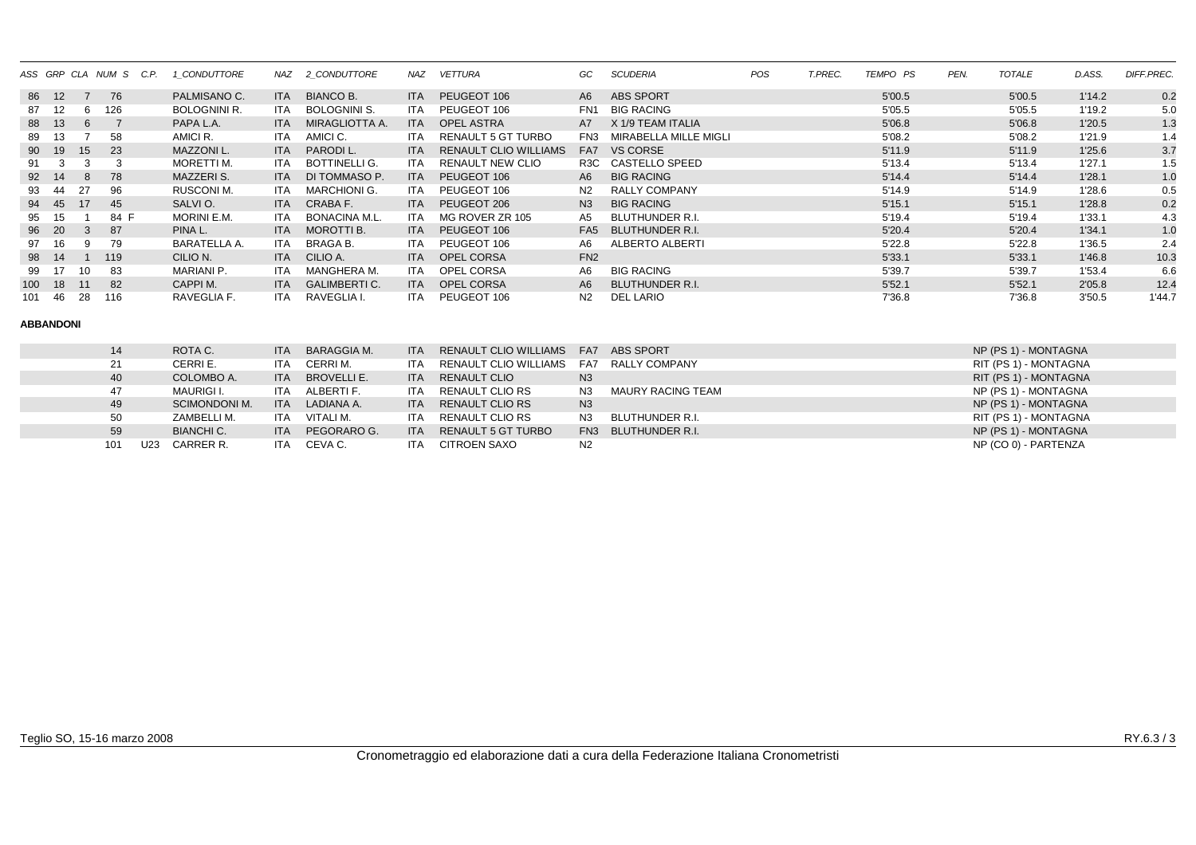| ASS | GRP | CLA | NUM | S | C.P. | 1_CONDUTTORE | NAZ | 2_CONDUTTORE | NAZ | VETTURA | GC | SCUDERIA | POS | T.PREC. | TEMPO PS | PEN. | TOTALE | D.ASS. | DIFF.PREC. |
|---|---|---|---|---|---|---|---|---|---|---|---|---|---|---|---|---|---|---|---|
| 86 | 12 | 7 | 76 | | | PALMISANO C. | ITA | BIANCO B. | ITA | PEUGEOT 106 | A6 | ABS SPORT | | | 5'00.5 | | 5'00.5 | 1'14.2 | 0.2 |
| 87 | 12 | 6 | 126 | | | BOLOGNINI R. | ITA | BOLOGNINI S. | ITA | PEUGEOT 106 | FN1 | BIG RACING | | | 5'05.5 | | 5'05.5 | 1'19.2 | 5.0 |
| 88 | 13 | 6 | 7 | | | PAPA L.A. | ITA | MIRAGLIOTTA A. | ITA | OPEL ASTRA | A7 | X 1/9 TEAM ITALIA | | | 5'06.8 | | 5'06.8 | 1'20.5 | 1.3 |
| 89 | 13 | 7 | 58 | | | AMICI R. | ITA | AMICI C. | ITA | RENAULT 5 GT TURBO | FN3 | MIRABELLA MILLE MIGLI | | | 5'08.2 | | 5'08.2 | 1'21.9 | 1.4 |
| 90 | 19 | 15 | 23 | | | MAZZONI L. | ITA | PARODI L. | ITA | RENAULT CLIO WILLIAMS | FA7 | VS CORSE | | | 5'11.9 | | 5'11.9 | 1'25.6 | 3.7 |
| 91 | 3 | 3 | 3 | | | MORETTI M. | ITA | BOTTINELLI G. | ITA | RENAULT NEW CLIO | R3C | CASTELLO SPEED | | | 5'13.4 | | 5'13.4 | 1'27.1 | 1.5 |
| 92 | 14 | 8 | 78 | | | MAZZERI S. | ITA | DI TOMMASO P. | ITA | PEUGEOT 106 | A6 | BIG RACING | | | 5'14.4 | | 5'14.4 | 1'28.1 | 1.0 |
| 93 | 44 | 27 | 96 | | | RUSCONI M. | ITA | MARCHIONI G. | ITA | PEUGEOT 106 | N2 | RALLY COMPANY | | | 5'14.9 | | 5'14.9 | 1'28.6 | 0.5 |
| 94 | 45 | 17 | 45 | | | SALVI O. | ITA | CRABA F. | ITA | PEUGEOT 206 | N3 | BIG RACING | | | 5'15.1 | | 5'15.1 | 1'28.8 | 0.2 |
| 95 | 15 | 1 | 84 | F | | MORINI E.M. | ITA | BONACINA M.L. | ITA | MG ROVER ZR 105 | A5 | BLUTHUNDER R.I. | | | 5'19.4 | | 5'19.4 | 1'33.1 | 4.3 |
| 96 | 20 | 3 | 87 | | | PINA L. | ITA | MOROTTI B. | ITA | PEUGEOT 106 | FA5 | BLUTHUNDER R.I. | | | 5'20.4 | | 5'20.4 | 1'34.1 | 1.0 |
| 97 | 16 | 9 | 79 | | | BARATELLA A. | ITA | BRAGA B. | ITA | PEUGEOT 106 | A6 | ALBERTO ALBERTI | | | 5'22.8 | | 5'22.8 | 1'36.5 | 2.4 |
| 98 | 14 | 1 | 119 | | | CILIO N. | ITA | CILIO A. | ITA | OPEL CORSA | FN2 | | | | 5'33.1 | | 5'33.1 | 1'46.8 | 10.3 |
| 99 | 17 | 10 | 83 | | | MARIANI P. | ITA | MANGHERA M. | ITA | OPEL CORSA | A6 | BIG RACING | | | 5'39.7 | | 5'39.7 | 1'53.4 | 6.6 |
| 100 | 18 | 11 | 82 | | | CAPPI M. | ITA | GALIMBERTI C. | ITA | OPEL CORSA | A6 | BLUTHUNDER R.I. | | | 5'52.1 | | 5'52.1 | 2'05.8 | 12.4 |
| 101 | 46 | 28 | 116 | | | RAVEGLIA F. | ITA | RAVEGLIA I. | ITA | PEUGEOT 106 | N2 | DEL LARIO | | | 7'36.8 | | 7'36.8 | 3'50.5 | 1'44.7 |

**ABBANDONI**

| NUM | C.P. | 1_CONDUTTORE | NAZ | 2_CONDUTTORE | NAZ | VETTURA | GC | SCUDERIA | MOTIVO |
|---|---|---|---|---|---|---|---|---|---|
| 14 | | ROTA C. | ITA | BARAGGIA M. | ITA | RENAULT CLIO WILLIAMS | FA7 | ABS SPORT | NP (PS 1) - MONTAGNA |
| 21 | | CERRI E. | ITA | CERRI M. | ITA | RENAULT CLIO WILLIAMS | FA7 | RALLY COMPANY | RIT (PS 1) - MONTAGNA |
| 40 | | COLOMBO A. | ITA | BROVELLI E. | ITA | RENAULT CLIO | N3 | | RIT (PS 1) - MONTAGNA |
| 47 | | MAURIGI I. | ITA | ALBERTI F. | ITA | RENAULT CLIO RS | N3 | MAURY RACING TEAM | NP (PS 1) - MONTAGNA |
| 49 | | SCIMONDONI M. | ITA | LADIANA A. | ITA | RENAULT CLIO RS | N3 | | NP (PS 1) - MONTAGNA |
| 50 | | ZAMBELLI M. | ITA | VITALI M. | ITA | RENAULT CLIO RS | N3 | BLUTHUNDER R.I. | RIT (PS 1) - MONTAGNA |
| 59 | | BIANCHI C. | ITA | PEGORARO G. | ITA | RENAULT 5 GT TURBO | FN3 | BLUTHUNDER R.I. | NP (PS 1) - MONTAGNA |
| 101 | U23 | CARRER R. | ITA | CEVA C. | ITA | CITROEN SAXO | N2 | | NP (CO 0) - PARTENZA |

Teglio SO, 15-16 marzo 2008

RY.6.3 / 3

Cronometraggio ed elaborazione dati a cura della Federazione Italiana Cronometristi